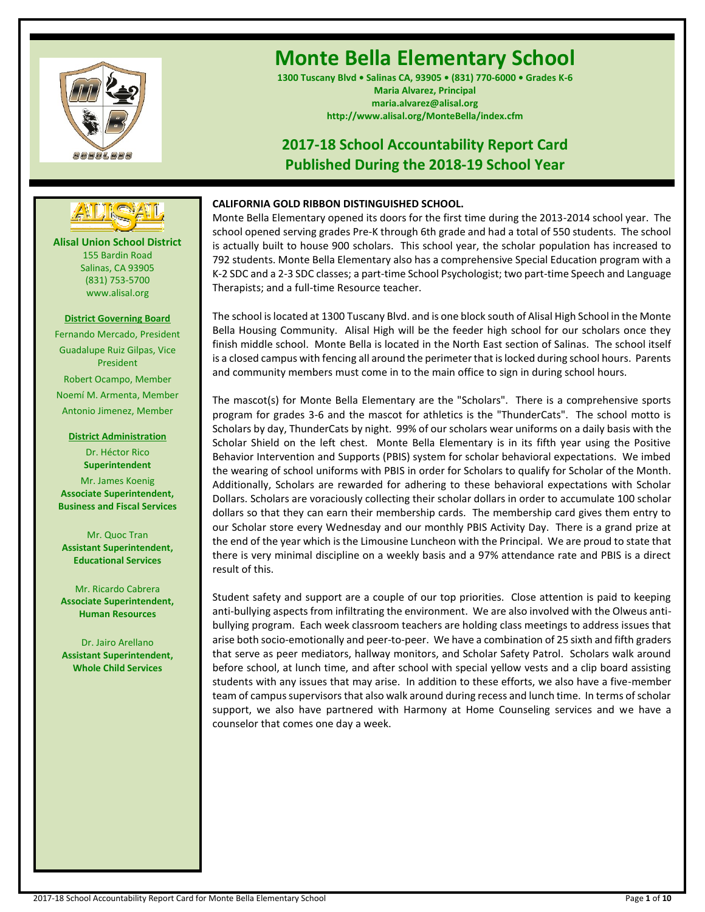# Monte Bella Elementary School

**1300 Tuscany Blvd • Salinas CA, 93905 • (831) 770-6000 • Grades K-6**
**Maria Alvarez, Principal**
**maria.alvarez@alisal.org**
**http://www.alisal.org/MonteBella/index.cfm**

## 2017-18 School Accountability Report Card
## Published During the 2018-19 School Year

**Alisal Union School District**
155 Bardin Road
Salinas, CA 93905
(831) 753-5700
www.alisal.org

**District Governing Board**

Fernando Mercado, President
Guadalupe Ruiz Gilpas, Vice President
Robert Ocampo, Member
Noemí M. Armenta, Member
Antonio Jimenez, Member

**District Administration**

Dr. Héctor Rico
**Superintendent**

Mr. James Koenig
**Associate Superintendent, Business and Fiscal Services**

Mr. Quoc Tran
**Assistant Superintendent, Educational Services**

Mr. Ricardo Cabrera
**Associate Superintendent, Human Resources**

Dr. Jairo Arellano
**Assistant Superintendent, Whole Child Services**

**CALIFORNIA GOLD RIBBON DISTINGUISHED SCHOOL.**

Monte Bella Elementary opened its doors for the first time during the 2013-2014 school year. The school opened serving grades Pre-K through 6th grade and had a total of 550 students. The school is actually built to house 900 scholars. This school year, the scholar population has increased to 792 students. Monte Bella Elementary also has a comprehensive Special Education program with a K-2 SDC and a 2-3 SDC classes; a part-time School Psychologist; two part-time Speech and Language Therapists; and a full-time Resource teacher.

The school is located at 1300 Tuscany Blvd. and is one block south of Alisal High School in the Monte Bella Housing Community. Alisal High will be the feeder high school for our scholars once they finish middle school. Monte Bella is located in the North East section of Salinas. The school itself is a closed campus with fencing all around the perimeter that is locked during school hours. Parents and community members must come in to the main office to sign in during school hours.

The mascot(s) for Monte Bella Elementary are the "Scholars". There is a comprehensive sports program for grades 3-6 and the mascot for athletics is the "ThunderCats". The school motto is Scholars by day, ThunderCats by night. 99% of our scholars wear uniforms on a daily basis with the Scholar Shield on the left chest. Monte Bella Elementary is in its fifth year using the Positive Behavior Intervention and Supports (PBIS) system for scholar behavioral expectations. We imbed the wearing of school uniforms with PBIS in order for Scholars to qualify for Scholar of the Month. Additionally, Scholars are rewarded for adhering to these behavioral expectations with Scholar Dollars. Scholars are voraciously collecting their scholar dollars in order to accumulate 100 scholar dollars so that they can earn their membership cards. The membership card gives them entry to our Scholar store every Wednesday and our monthly PBIS Activity Day. There is a grand prize at the end of the year which is the Limousine Luncheon with the Principal. We are proud to state that there is very minimal discipline on a weekly basis and a 97% attendance rate and PBIS is a direct result of this.

Student safety and support are a couple of our top priorities. Close attention is paid to keeping anti-bullying aspects from infiltrating the environment. We are also involved with the Olweus anti-bullying program. Each week classroom teachers are holding class meetings to address issues that arise both socio-emotionally and peer-to-peer. We have a combination of 25 sixth and fifth graders that serve as peer mediators, hallway monitors, and Scholar Safety Patrol. Scholars walk around before school, at lunch time, and after school with special yellow vests and a clip board assisting students with any issues that may arise. In addition to these efforts, we also have a five-member team of campus supervisors that also walk around during recess and lunch time. In terms of scholar support, we also have partnered with Harmony at Home Counseling services and we have a counselor that comes one day a week.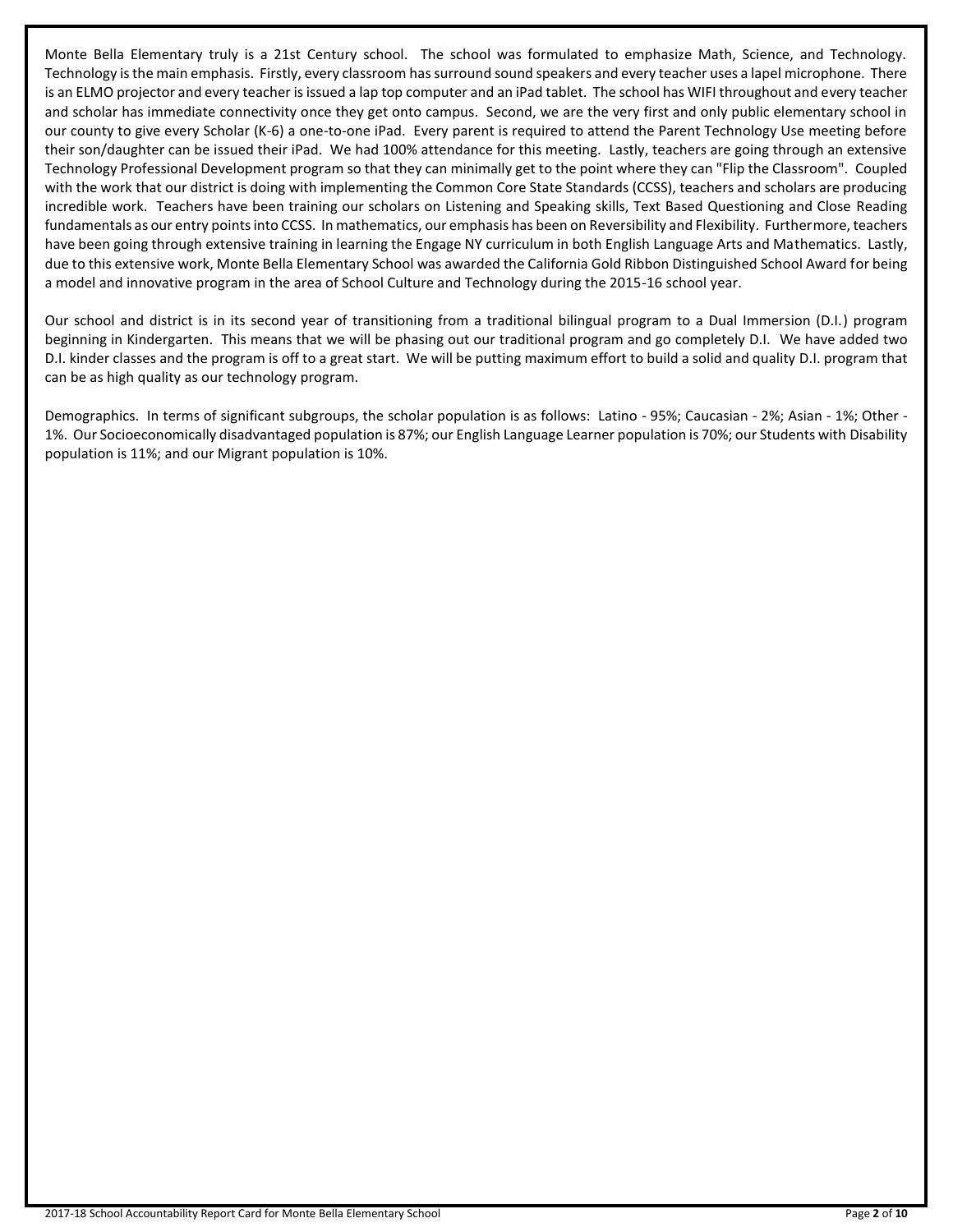Monte Bella Elementary truly is a 21st Century school. The school was formulated to emphasize Math, Science, and Technology. Technology is the main emphasis. Firstly, every classroom has surround sound speakers and every teacher uses a lapel microphone. There is an ELMO projector and every teacher is issued a lap top computer and an iPad tablet. The school has WIFI throughout and every teacher and scholar has immediate connectivity once they get onto campus. Second, we are the very first and only public elementary school in our county to give every Scholar (K-6) a one-to-one iPad. Every parent is required to attend the Parent Technology Use meeting before their son/daughter can be issued their iPad. We had 100% attendance for this meeting. Lastly, teachers are going through an extensive Technology Professional Development program so that they can minimally get to the point where they can "Flip the Classroom". Coupled with the work that our district is doing with implementing the Common Core State Standards (CCSS), teachers and scholars are producing incredible work. Teachers have been training our scholars on Listening and Speaking skills, Text Based Questioning and Close Reading fundamentals as our entry points into CCSS. In mathematics, our emphasis has been on Reversibility and Flexibility. Furthermore, teachers have been going through extensive training in learning the Engage NY curriculum in both English Language Arts and Mathematics. Lastly, due to this extensive work, Monte Bella Elementary School was awarded the California Gold Ribbon Distinguished School Award for being a model and innovative program in the area of School Culture and Technology during the 2015-16 school year.

Our school and district is in its second year of transitioning from a traditional bilingual program to a Dual Immersion (D.I.) program beginning in Kindergarten. This means that we will be phasing out our traditional program and go completely D.I. We have added two D.I. kinder classes and the program is off to a great start. We will be putting maximum effort to build a solid and quality D.I. program that can be as high quality as our technology program.

Demographics. In terms of significant subgroups, the scholar population is as follows: Latino - 95%; Caucasian - 2%; Asian - 1%; Other - 1%. Our Socioeconomically disadvantaged population is 87%; our English Language Learner population is 70%; our Students with Disability population is 11%; and our Migrant population is 10%.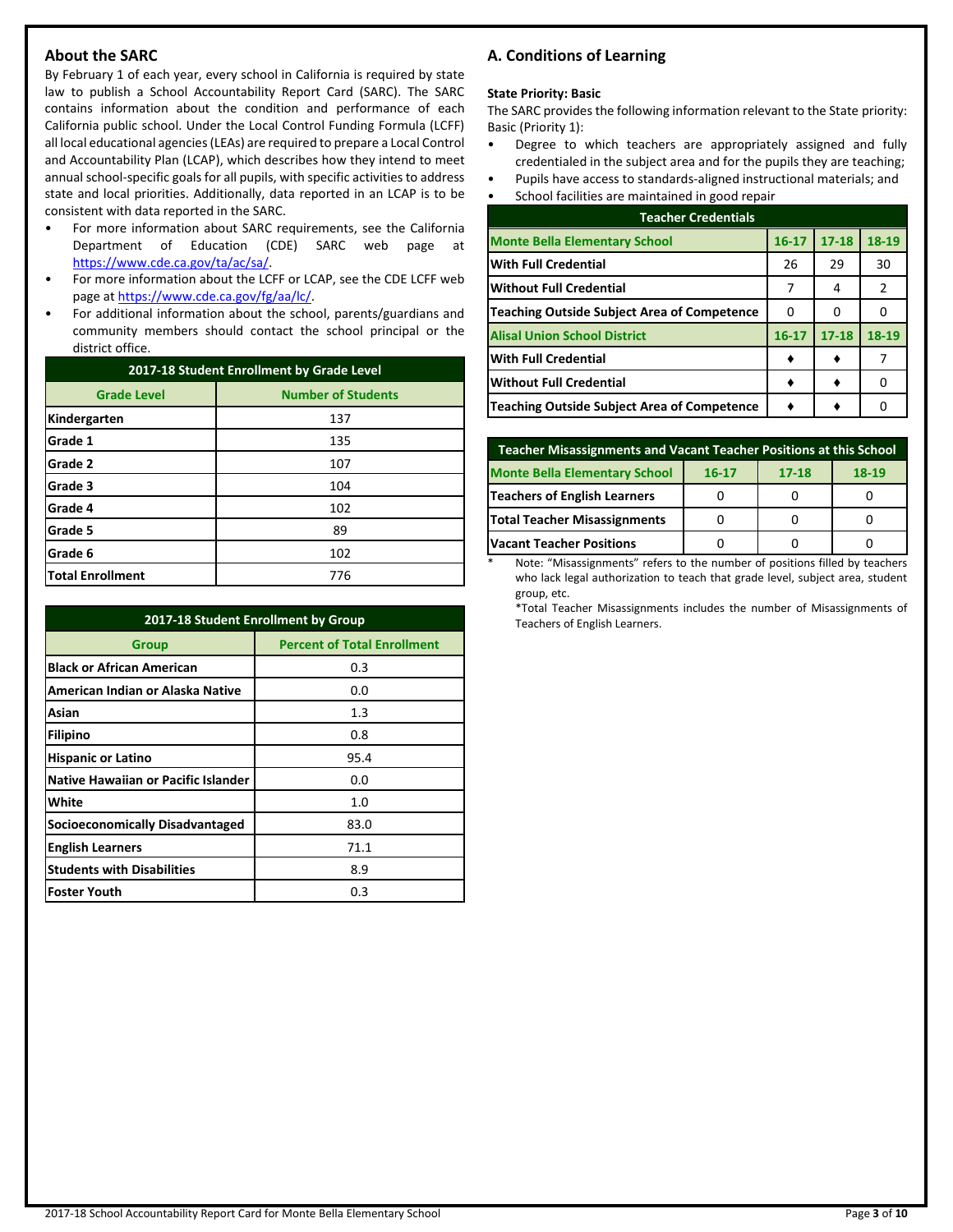## About the SARC

By February 1 of each year, every school in California is required by state law to publish a School Accountability Report Card (SARC). The SARC contains information about the condition and performance of each California public school. Under the Local Control Funding Formula (LCFF) all local educational agencies (LEAs) are required to prepare a Local Control and Accountability Plan (LCAP), which describes how they intend to meet annual school-specific goals for all pupils, with specific activities to address state and local priorities. Additionally, data reported in an LCAP is to be consistent with data reported in the SARC.

- For more information about SARC requirements, see the California Department of Education (CDE) SARC web page at https://www.cde.ca.gov/ta/ac/sa/.
- For more information about the LCFF or LCAP, see the CDE LCFF web page at https://www.cde.ca.gov/fg/aa/lc/.
- For additional information about the school, parents/guardians and community members should contact the school principal or the district office.

| 2017-18 Student Enrollment by Grade Level | |
|---|---|
| **Grade Level** | **Number of Students** |
| **Kindergarten** | 137 |
| **Grade 1** | 135 |
| **Grade 2** | 107 |
| **Grade 3** | 104 |
| **Grade 4** | 102 |
| **Grade 5** | 89 |
| **Grade 6** | 102 |
| **Total Enrollment** | 776 |

| 2017-18 Student Enrollment by Group | |
|---|---|
| **Group** | **Percent of Total Enrollment** |
| **Black or African American** | 0.3 |
| **American Indian or Alaska Native** | 0.0 |
| **Asian** | 1.3 |
| **Filipino** | 0.8 |
| **Hispanic or Latino** | 95.4 |
| **Native Hawaiian or Pacific Islander** | 0.0 |
| **White** | 1.0 |
| **Socioeconomically Disadvantaged** | 83.0 |
| **English Learners** | 71.1 |
| **Students with Disabilities** | 8.9 |
| **Foster Youth** | 0.3 |

## A. Conditions of Learning

**State Priority: Basic**

The SARC provides the following information relevant to the State priority: Basic (Priority 1):

- Degree to which teachers are appropriately assigned and fully credentialed in the subject area and for the pupils they are teaching;
- Pupils have access to standards-aligned instructional materials; and
- School facilities are maintained in good repair

| Teacher Credentials | | | |
|---|---|---|---|
| **Monte Bella Elementary School** | **16-17** | **17-18** | **18-19** |
| **With Full Credential** | 26 | 29 | 30 |
| **Without Full Credential** | 7 | 4 | 2 |
| **Teaching Outside Subject Area of Competence** | 0 | 0 | 0 |
| **Alisal Union School District** | **16-17** | **17-18** | **18-19** |
| **With Full Credential** | ♦ | ♦ | 7 |
| **Without Full Credential** | ♦ | ♦ | 0 |
| **Teaching Outside Subject Area of Competence** | ♦ | ♦ | 0 |

| Teacher Misassignments and Vacant Teacher Positions at this School | | | |
|---|---|---|---|
| **Monte Bella Elementary School** | **16-17** | **17-18** | **18-19** |
| **Teachers of English Learners** | 0 | 0 | 0 |
| **Total Teacher Misassignments** | 0 | 0 | 0 |
| **Vacant Teacher Positions** | 0 | 0 | 0 |

\* Note: "Misassignments" refers to the number of positions filled by teachers who lack legal authorization to teach that grade level, subject area, student group, etc.

*Total Teacher Misassignments includes the number of Misassignments of Teachers of English Learners.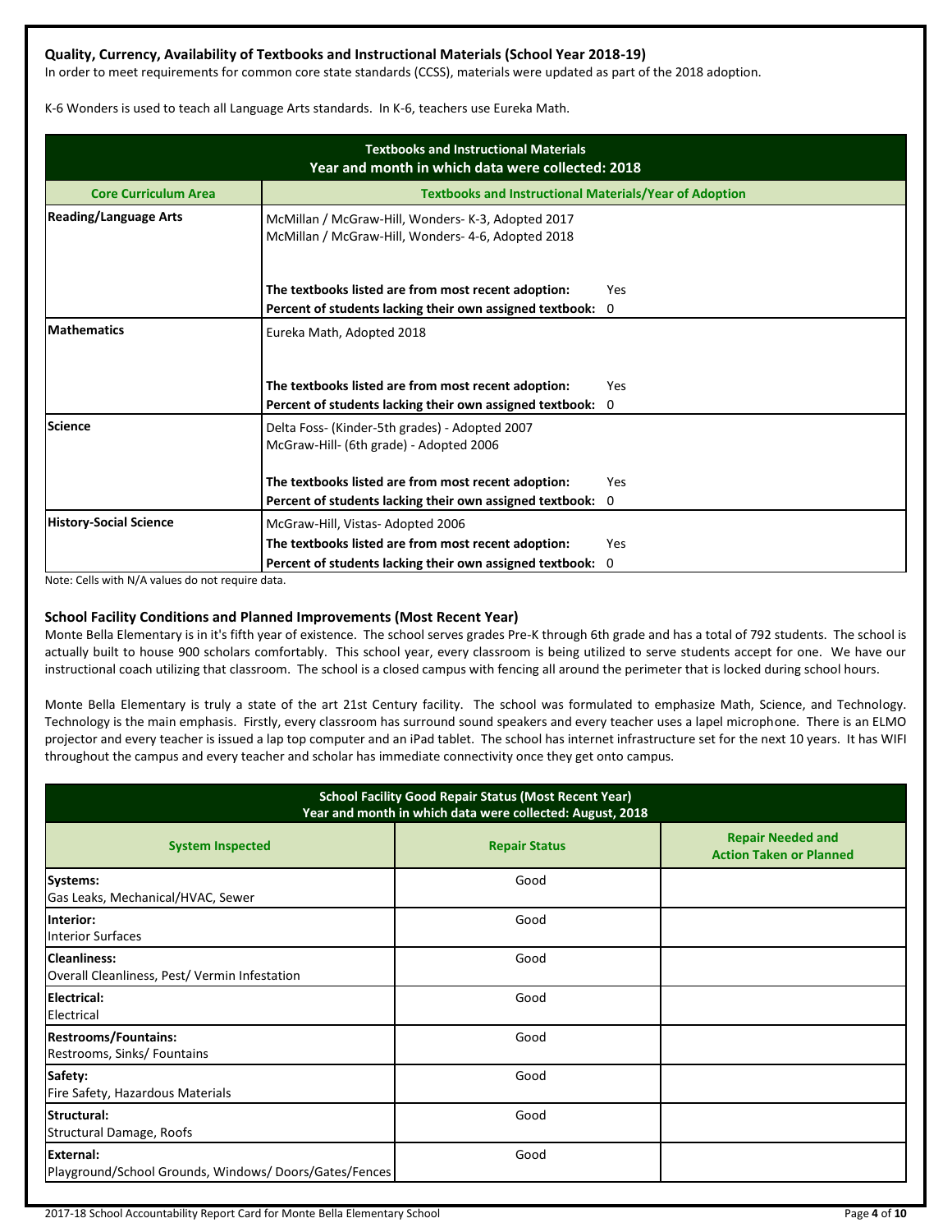### Quality, Currency, Availability of Textbooks and Instructional Materials (School Year 2018-19)

In order to meet requirements for common core state standards (CCSS), materials were updated as part of the 2018 adoption.

K-6 Wonders is used to teach all Language Arts standards. In K-6, teachers use Eureka Math.

| Textbooks and Instructional Materials<br>Year and month in which data were collected: 2018 | |
|---|---|
| **Core Curriculum Area** | **Textbooks and Instructional Materials/Year of Adoption** |
| **Reading/Language Arts** | McMillan / McGraw-Hill, Wonders- K-3, Adopted 2017<br>McMillan / McGraw-Hill, Wonders- 4-6, Adopted 2018<br><br>**The textbooks listed are from most recent adoption:** Yes<br>**Percent of students lacking their own assigned textbook:** 0 |
| **Mathematics** | Eureka Math, Adopted 2018<br><br>**The textbooks listed are from most recent adoption:** Yes<br>**Percent of students lacking their own assigned textbook:** 0 |
| **Science** | Delta Foss- (Kinder-5th grades) - Adopted 2007<br>McGraw-Hill- (6th grade) - Adopted 2006<br><br>**The textbooks listed are from most recent adoption:** Yes<br>**Percent of students lacking their own assigned textbook:** 0 |
| **History-Social Science** | McGraw-Hill, Vistas- Adopted 2006<br>**The textbooks listed are from most recent adoption:** Yes<br>**Percent of students lacking their own assigned textbook:** 0 |

Note: Cells with N/A values do not require data.

### School Facility Conditions and Planned Improvements (Most Recent Year)

Monte Bella Elementary is in it's fifth year of existence. The school serves grades Pre-K through 6th grade and has a total of 792 students. The school is actually built to house 900 scholars comfortably. This school year, every classroom is being utilized to serve students accept for one. We have our instructional coach utilizing that classroom. The school is a closed campus with fencing all around the perimeter that is locked during school hours.

Monte Bella Elementary is truly a state of the art 21st Century facility. The school was formulated to emphasize Math, Science, and Technology. Technology is the main emphasis. Firstly, every classroom has surround sound speakers and every teacher uses a lapel microphone. There is an ELMO projector and every teacher is issued a lap top computer and an iPad tablet. The school has internet infrastructure set for the next 10 years. It has WIFI throughout the campus and every teacher and scholar has immediate connectivity once they get onto campus.

| School Facility Good Repair Status (Most Recent Year)<br>Year and month in which data were collected: August, 2018 | | |
|---|---|---|
| **System Inspected** | **Repair Status** | **Repair Needed and Action Taken or Planned** |
| **Systems:**<br>Gas Leaks, Mechanical/HVAC, Sewer | Good | |
| **Interior:**<br>Interior Surfaces | Good | |
| **Cleanliness:**<br>Overall Cleanliness, Pest/ Vermin Infestation | Good | |
| **Electrical:**<br>Electrical | Good | |
| **Restrooms/Fountains:**<br>Restrooms, Sinks/ Fountains | Good | |
| **Safety:**<br>Fire Safety, Hazardous Materials | Good | |
| **Structural:**<br>Structural Damage, Roofs | Good | |
| **External:**<br>Playground/School Grounds, Windows/ Doors/Gates/Fences | Good | |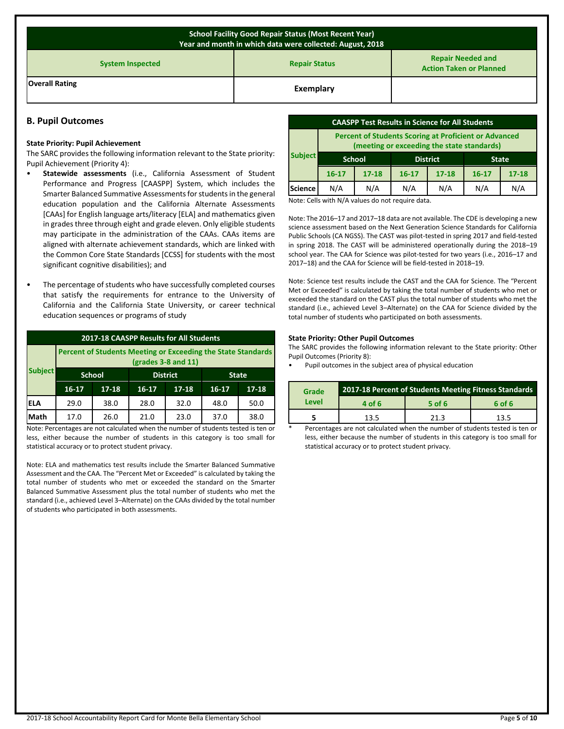| School Facility Good Repair Status (Most Recent Year) Year and month in which data were collected: August, 2018 | | |
|---|---|---|
| **System Inspected** | **Repair Status** | **Repair Needed and Action Taken or Planned** |
| **Overall Rating** | **Exemplary** | |

## B. Pupil Outcomes

**State Priority: Pupil Achievement**

The SARC provides the following information relevant to the State priority: Pupil Achievement (Priority 4):

- **Statewide assessments** (i.e., California Assessment of Student Performance and Progress [CAASPP] System, which includes the Smarter Balanced Summative Assessments for students in the general education population and the California Alternate Assessments [CAAs] for English language arts/literacy [ELA] and mathematics given in grades three through eight and grade eleven. Only eligible students may participate in the administration of the CAAs. CAAs items are aligned with alternate achievement standards, which are linked with the Common Core State Standards [CCSS] for students with the most significant cognitive disabilities); and
- The percentage of students who have successfully completed courses that satisfy the requirements for entrance to the University of California and the California State University, or career technical education sequences or programs of study

**2017-18 CAASPP Results for All Students**

| Subject | Percent of Students Meeting or Exceeding the State Standards (grades 3-8 and 11) | | | | | |
|---|---|---|---|---|---|---|
| | School | | District | | State | |
| | 16-17 | 17-18 | 16-17 | 17-18 | 16-17 | 17-18 |
| ELA | 29.0 | 38.0 | 28.0 | 32.0 | 48.0 | 50.0 |
| Math | 17.0 | 26.0 | 21.0 | 23.0 | 37.0 | 38.0 |

Note: Percentages are not calculated when the number of students tested is ten or less, either because the number of students in this category is too small for statistical accuracy or to protect student privacy.

Note: ELA and mathematics test results include the Smarter Balanced Summative Assessment and the CAA. The "Percent Met or Exceeded" is calculated by taking the total number of students who met or exceeded the standard on the Smarter Balanced Summative Assessment plus the total number of students who met the standard (i.e., achieved Level 3–Alternate) on the CAAs divided by the total number of students who participated in both assessments.

**CAASPP Test Results in Science for All Students**

| Subject | Percent of Students Scoring at Proficient or Advanced (meeting or exceeding the state standards) | | | | | |
|---|---|---|---|---|---|---|
| | School | | District | | State | |
| | 16-17 | 17-18 | 16-17 | 17-18 | 16-17 | 17-18 |
| Science | N/A | N/A | N/A | N/A | N/A | N/A |

Note: Cells with N/A values do not require data.

Note: The 2016–17 and 2017–18 data are not available. The CDE is developing a new science assessment based on the Next Generation Science Standards for California Public Schools (CA NGSS). The CAST was pilot-tested in spring 2017 and field-tested in spring 2018. The CAST will be administered operationally during the 2018–19 school year. The CAA for Science was pilot-tested for two years (i.e., 2016–17 and 2017–18) and the CAA for Science will be field-tested in 2018–19.

Note: Science test results include the CAST and the CAA for Science. The "Percent Met or Exceeded" is calculated by taking the total number of students who met or exceeded the standard on the CAST plus the total number of students who met the standard (i.e., achieved Level 3–Alternate) on the CAA for Science divided by the total number of students who participated on both assessments.

**State Priority: Other Pupil Outcomes**

The SARC provides the following information relevant to the State priority: Other Pupil Outcomes (Priority 8):

- Pupil outcomes in the subject area of physical education

| Grade Level | 2017-18 Percent of Students Meeting Fitness Standards | | |
|---|---|---|---|
| | 4 of 6 | 5 of 6 | 6 of 6 |
| 5 | 13.5 | 21.3 | 13.5 |

\* Percentages are not calculated when the number of students tested is ten or less, either because the number of students in this category is too small for statistical accuracy or to protect student privacy.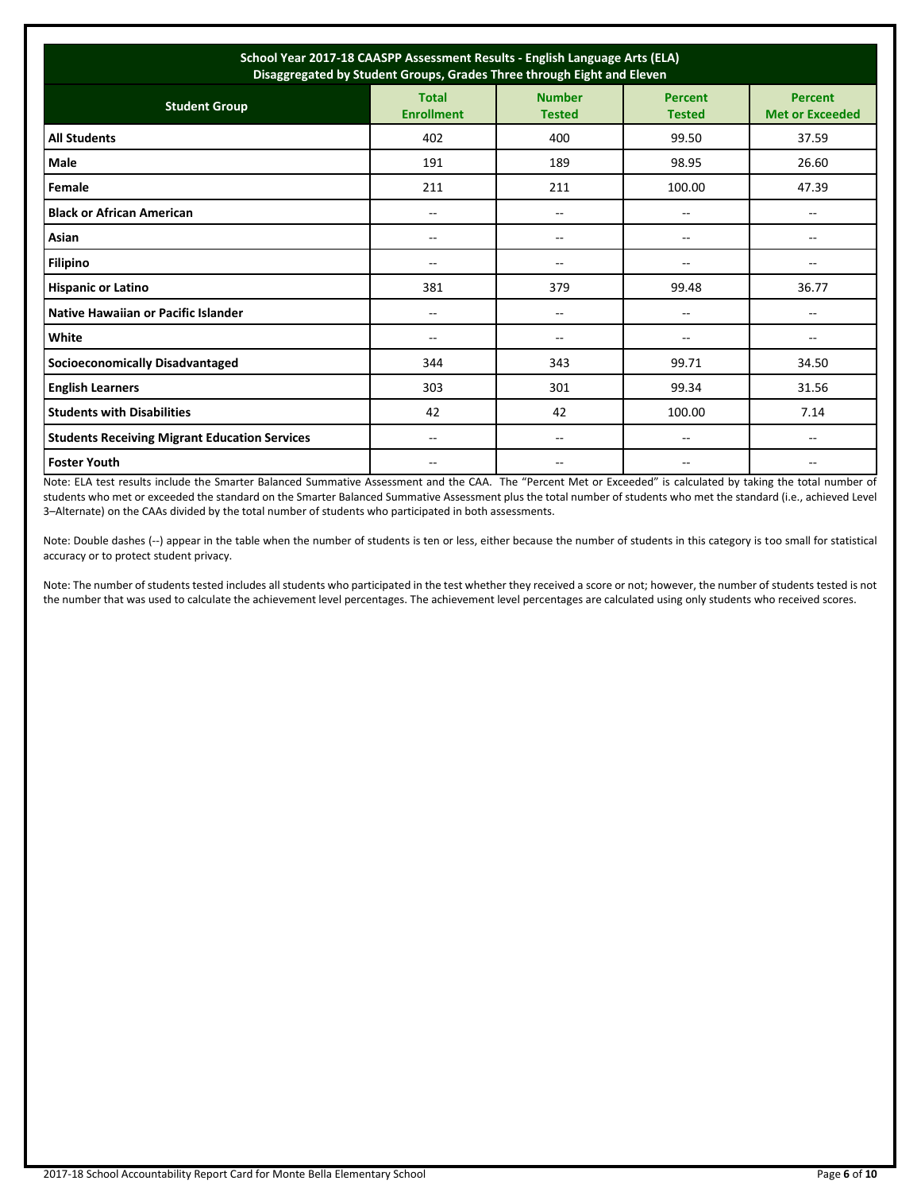| School Year 2017-18 CAASPP Assessment Results - English Language Arts (ELA) Disaggregated by Student Groups, Grades Three through Eight and Eleven | | | | |
|---|---|---|---|---|
| **Student Group** | **Total Enrollment** | **Number Tested** | **Percent Tested** | **Percent Met or Exceeded** |
| **All Students** | 402 | 400 | 99.50 | 37.59 |
| **Male** | 191 | 189 | 98.95 | 26.60 |
| **Female** | 211 | 211 | 100.00 | 47.39 |
| **Black or African American** | -- | -- | -- | -- |
| **Asian** | -- | -- | -- | -- |
| **Filipino** | -- | -- | -- | -- |
| **Hispanic or Latino** | 381 | 379 | 99.48 | 36.77 |
| **Native Hawaiian or Pacific Islander** | -- | -- | -- | -- |
| **White** | -- | -- | -- | -- |
| **Socioeconomically Disadvantaged** | 344 | 343 | 99.71 | 34.50 |
| **English Learners** | 303 | 301 | 99.34 | 31.56 |
| **Students with Disabilities** | 42 | 42 | 100.00 | 7.14 |
| **Students Receiving Migrant Education Services** | -- | -- | -- | -- |
| **Foster Youth** | -- | -- | -- | -- |

Note: ELA test results include the Smarter Balanced Summative Assessment and the CAA. The "Percent Met or Exceeded" is calculated by taking the total number of students who met or exceeded the standard on the Smarter Balanced Summative Assessment plus the total number of students who met the standard (i.e., achieved Level 3–Alternate) on the CAAs divided by the total number of students who participated in both assessments.

Note: Double dashes (--) appear in the table when the number of students is ten or less, either because the number of students in this category is too small for statistical accuracy or to protect student privacy.

Note: The number of students tested includes all students who participated in the test whether they received a score or not; however, the number of students tested is not the number that was used to calculate the achievement level percentages. The achievement level percentages are calculated using only students who received scores.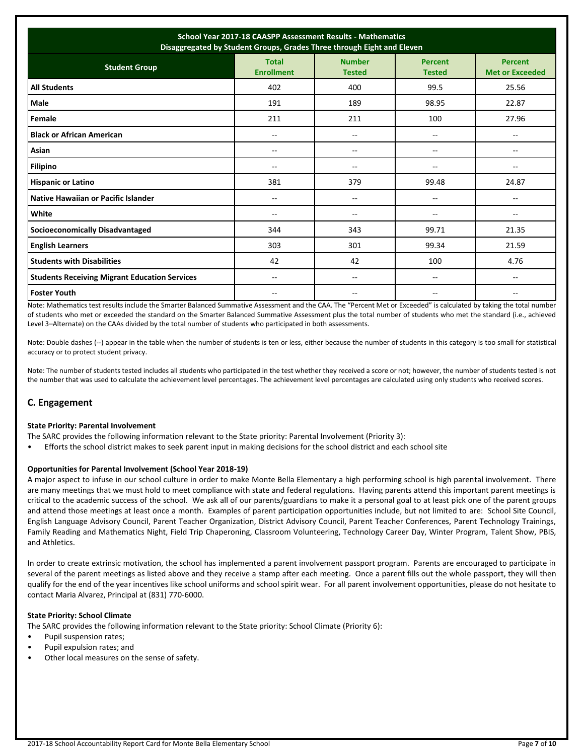| School Year 2017-18 CAASPP Assessment Results - Mathematics<br>Disaggregated by Student Groups, Grades Three through Eight and Eleven | | | | |
|---|---|---|---|---|
| **Student Group** | **Total Enrollment** | **Number Tested** | **Percent Tested** | **Percent Met or Exceeded** |
| **All Students** | 402 | 400 | 99.5 | 25.56 |
| **Male** | 191 | 189 | 98.95 | 22.87 |
| **Female** | 211 | 211 | 100 | 27.96 |
| **Black or African American** | -- | -- | -- | -- |
| **Asian** | -- | -- | -- | -- |
| **Filipino** | -- | -- | -- | -- |
| **Hispanic or Latino** | 381 | 379 | 99.48 | 24.87 |
| **Native Hawaiian or Pacific Islander** | -- | -- | -- | -- |
| **White** | -- | -- | -- | -- |
| **Socioeconomically Disadvantaged** | 344 | 343 | 99.71 | 21.35 |
| **English Learners** | 303 | 301 | 99.34 | 21.59 |
| **Students with Disabilities** | 42 | 42 | 100 | 4.76 |
| **Students Receiving Migrant Education Services** | -- | -- | -- | -- |
| **Foster Youth** | -- | -- | -- | -- |

Note: Mathematics test results include the Smarter Balanced Summative Assessment and the CAA. The "Percent Met or Exceeded" is calculated by taking the total number of students who met or exceeded the standard on the Smarter Balanced Summative Assessment plus the total number of students who met the standard (i.e., achieved Level 3–Alternate) on the CAAs divided by the total number of students who participated in both assessments.

Note: Double dashes (--) appear in the table when the number of students is ten or less, either because the number of students in this category is too small for statistical accuracy or to protect student privacy.

Note: The number of students tested includes all students who participated in the test whether they received a score or not; however, the number of students tested is not the number that was used to calculate the achievement level percentages. The achievement level percentages are calculated using only students who received scores.

## C. Engagement

**State Priority: Parental Involvement**

The SARC provides the following information relevant to the State priority: Parental Involvement (Priority 3):

- Efforts the school district makes to seek parent input in making decisions for the school district and each school site

**Opportunities for Parental Involvement (School Year 2018-19)**

A major aspect to infuse in our school culture in order to make Monte Bella Elementary a high performing school is high parental involvement. There are many meetings that we must hold to meet compliance with state and federal regulations. Having parents attend this important parent meetings is critical to the academic success of the school. We ask all of our parents/guardians to make it a personal goal to at least pick one of the parent groups and attend those meetings at least once a month. Examples of parent participation opportunities include, but not limited to are: School Site Council, English Language Advisory Council, Parent Teacher Organization, District Advisory Council, Parent Teacher Conferences, Parent Technology Trainings, Family Reading and Mathematics Night, Field Trip Chaperoning, Classroom Volunteering, Technology Career Day, Winter Program, Talent Show, PBIS, and Athletics.

In order to create extrinsic motivation, the school has implemented a parent involvement passport program. Parents are encouraged to participate in several of the parent meetings as listed above and they receive a stamp after each meeting. Once a parent fills out the whole passport, they will then qualify for the end of the year incentives like school uniforms and school spirit wear. For all parent involvement opportunities, please do not hesitate to contact Maria Alvarez, Principal at (831) 770-6000.

**State Priority: School Climate**

The SARC provides the following information relevant to the State priority: School Climate (Priority 6):

- Pupil suspension rates;
- Pupil expulsion rates; and
- Other local measures on the sense of safety.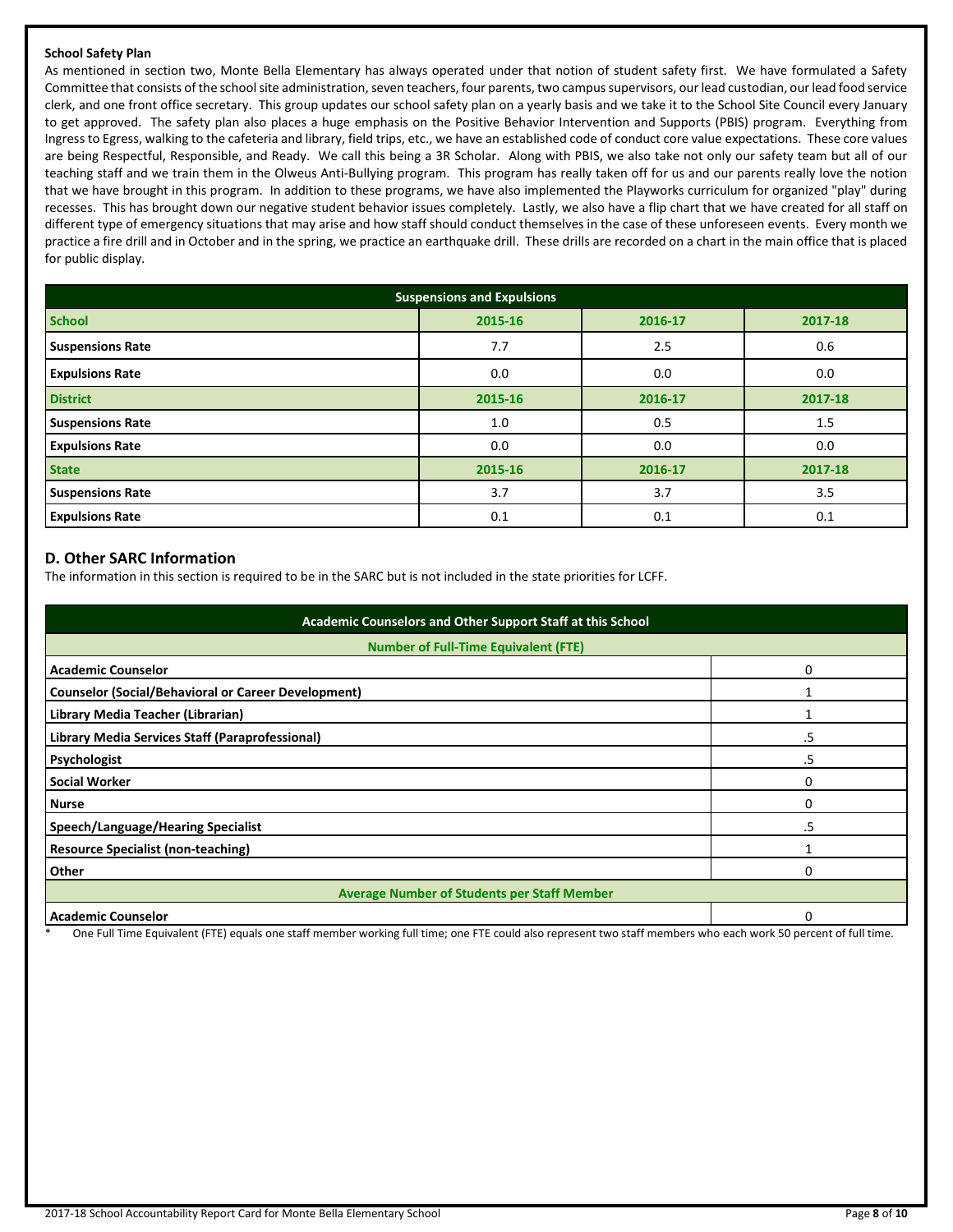**School Safety Plan**

As mentioned in section two, Monte Bella Elementary has always operated under that notion of student safety first. We have formulated a Safety Committee that consists of the school site administration, seven teachers, four parents, two campus supervisors, our lead custodian, our lead food service clerk, and one front office secretary. This group updates our school safety plan on a yearly basis and we take it to the School Site Council every January to get approved. The safety plan also places a huge emphasis on the Positive Behavior Intervention and Supports (PBIS) program. Everything from Ingress to Egress, walking to the cafeteria and library, field trips, etc., we have an established code of conduct core value expectations. These core values are being Respectful, Responsible, and Ready. We call this being a 3R Scholar. Along with PBIS, we also take not only our safety team but all of our teaching staff and we train them in the Olweus Anti-Bullying program. This program has really taken off for us and our parents really love the notion that we have brought in this program. In addition to these programs, we have also implemented the Playworks curriculum for organized "play" during recesses. This has brought down our negative student behavior issues completely. Lastly, we also have a flip chart that we have created for all staff on different type of emergency situations that may arise and how staff should conduct themselves in the case of these unforeseen events. Every month we practice a fire drill and in October and in the spring, we practice an earthquake drill. These drills are recorded on a chart in the main office that is placed for public display.

| Suspensions and Expulsions | | | |
|---|---|---|---|
| **School** | **2015-16** | **2016-17** | **2017-18** |
| **Suspensions Rate** | 7.7 | 2.5 | 0.6 |
| **Expulsions Rate** | 0.0 | 0.0 | 0.0 |
| **District** | **2015-16** | **2016-17** | **2017-18** |
| **Suspensions Rate** | 1.0 | 0.5 | 1.5 |
| **Expulsions Rate** | 0.0 | 0.0 | 0.0 |
| **State** | **2015-16** | **2016-17** | **2017-18** |
| **Suspensions Rate** | 3.7 | 3.7 | 3.5 |
| **Expulsions Rate** | 0.1 | 0.1 | 0.1 |

## D. Other SARC Information

The information in this section is required to be in the SARC but is not included in the state priorities for LCFF.

| Academic Counselors and Other Support Staff at this School | |
|---|---|
| **Number of Full-Time Equivalent (FTE)** | |
| **Academic Counselor** | 0 |
| **Counselor (Social/Behavioral or Career Development)** | 1 |
| **Library Media Teacher (Librarian)** | 1 |
| **Library Media Services Staff (Paraprofessional)** | .5 |
| **Psychologist** | .5 |
| **Social Worker** | 0 |
| **Nurse** | 0 |
| **Speech/Language/Hearing Specialist** | .5 |
| **Resource Specialist (non-teaching)** | 1 |
| **Other** | 0 |
| **Average Number of Students per Staff Member** | |
| **Academic Counselor** | 0 |

\* One Full Time Equivalent (FTE) equals one staff member working full time; one FTE could also represent two staff members who each work 50 percent of full time.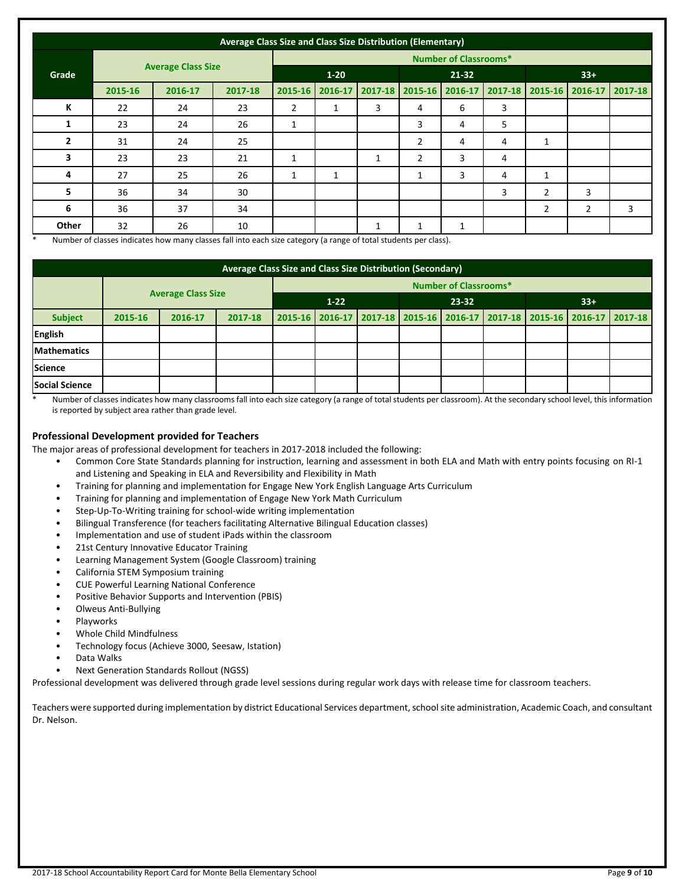| Average Class Size and Class Size Distribution (Elementary) | | | | | | | | | | | | |
|---|---|---|---|---|---|---|---|---|---|---|---|---|
| Grade | Average Class Size | | | Number of Classrooms* | | | | | | | | |
| | | | | 1-20 | | | 21-32 | | | 33+ | | |
| | 2015-16 | 2016-17 | 2017-18 | 2015-16 | 2016-17 | 2017-18 | 2015-16 | 2016-17 | 2017-18 | 2015-16 | 2016-17 | 2017-18 |
| K | 22 | 24 | 23 | 2 | 1 | 3 | 4 | 6 | 3 | | | |
| 1 | 23 | 24 | 26 | 1 | | | 3 | 4 | 5 | | | |
| 2 | 31 | 24 | 25 | | | | 2 | 4 | 4 | 1 | | |
| 3 | 23 | 23 | 21 | 1 | | 1 | 2 | 3 | 4 | | | |
| 4 | 27 | 25 | 26 | 1 | 1 | | 1 | 3 | 4 | 1 | | |
| 5 | 36 | 34 | 30 | | | | | | 3 | 2 | 3 | |
| 6 | 36 | 37 | 34 | | | | | | | 2 | 2 | 3 |
| Other | 32 | 26 | 10 | | | 1 | 1 | 1 | | | | |

\* Number of classes indicates how many classes fall into each size category (a range of total students per class).

| Average Class Size and Class Size Distribution (Secondary) | | | | | | | | | | | | |
|---|---|---|---|---|---|---|---|---|---|---|---|---|
| | Average Class Size | | | Number of Classrooms* | | | | | | | | |
| | | | | 1-22 | | | 23-32 | | | 33+ | | |
| Subject | 2015-16 | 2016-17 | 2017-18 | 2015-16 | 2016-17 | 2017-18 | 2015-16 | 2016-17 | 2017-18 | 2015-16 | 2016-17 | 2017-18 |
| English | | | | | | | | | | | | |
| Mathematics | | | | | | | | | | | | |
| Science | | | | | | | | | | | | |
| Social Science | | | | | | | | | | | | |

\* Number of classes indicates how many classrooms fall into each size category (a range of total students per classroom). At the secondary school level, this information is reported by subject area rather than grade level.

### Professional Development provided for Teachers

The major areas of professional development for teachers in 2017-2018 included the following:

- Common Core State Standards planning for instruction, learning and assessment in both ELA and Math with entry points focusing on RI-1 and Listening and Speaking in ELA and Reversibility and Flexibility in Math
- Training for planning and implementation for Engage New York English Language Arts Curriculum
- Training for planning and implementation of Engage New York Math Curriculum
- Step-Up-To-Writing training for school-wide writing implementation
- Bilingual Transference (for teachers facilitating Alternative Bilingual Education classes)
- Implementation and use of student iPads within the classroom
- 21st Century Innovative Educator Training
- Learning Management System (Google Classroom) training
- California STEM Symposium training
- CUE Powerful Learning National Conference
- Positive Behavior Supports and Intervention (PBIS)
- Olweus Anti-Bullying
- Playworks
- Whole Child Mindfulness
- Technology focus (Achieve 3000, Seesaw, Istation)
- Data Walks
- Next Generation Standards Rollout (NGSS)

Professional development was delivered through grade level sessions during regular work days with release time for classroom teachers.

Teachers were supported during implementation by district Educational Services department, school site administration, Academic Coach, and consultant Dr. Nelson.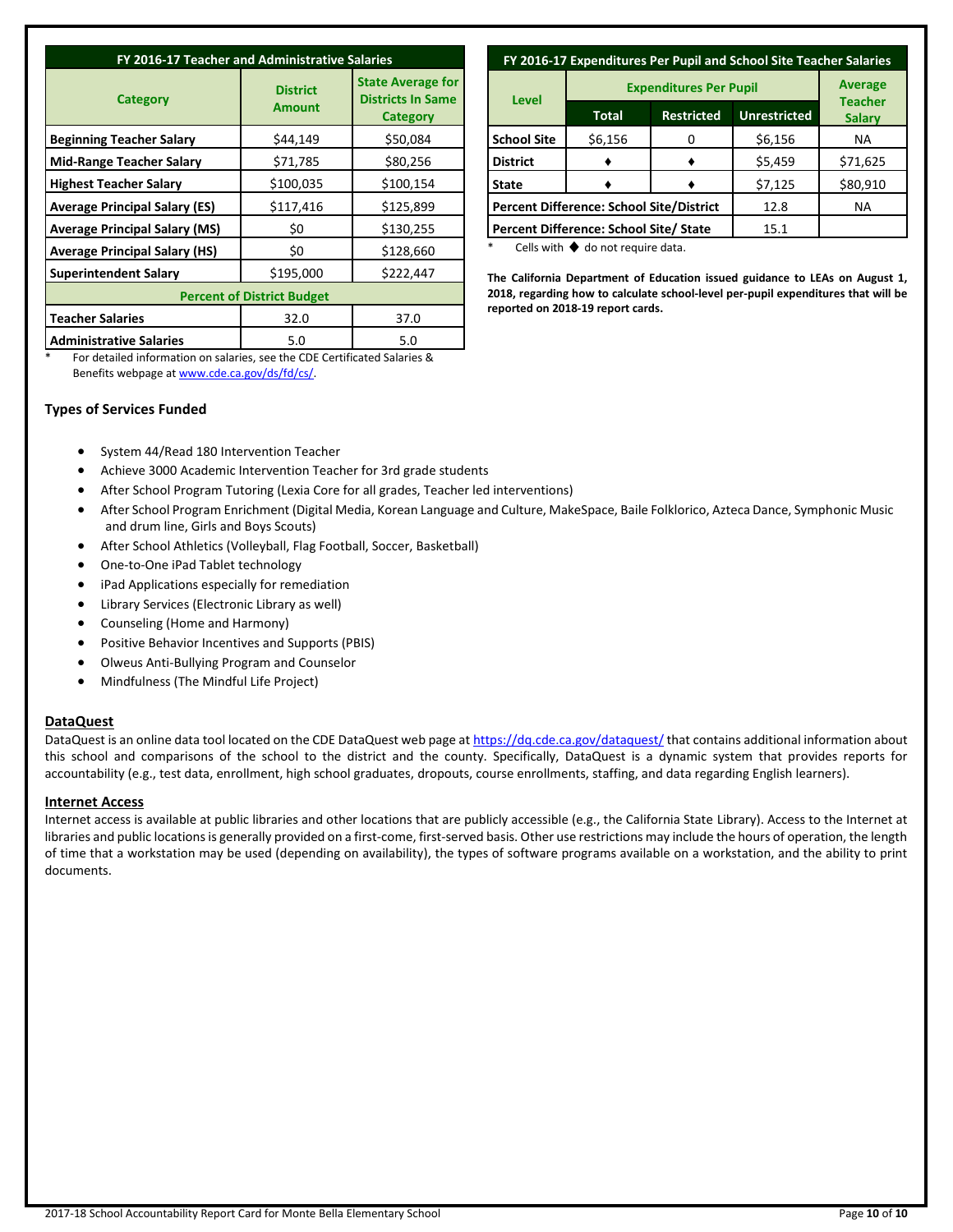| FY 2016-17 Teacher and Administrative Salaries | | |
|---|---|---|
| **Category** | **District Amount** | **State Average for Districts In Same Category** |
| **Beginning Teacher Salary** | $44,149 | $50,084 |
| **Mid-Range Teacher Salary** | $71,785 | $80,256 |
| **Highest Teacher Salary** | $100,035 | $100,154 |
| **Average Principal Salary (ES)** | $117,416 | $125,899 |
| **Average Principal Salary (MS)** | $0 | $130,255 |
| **Average Principal Salary (HS)** | $0 | $128,660 |
| **Superintendent Salary** | $195,000 | $222,447 |
| **Percent of District Budget** | | |
| **Teacher Salaries** | 32.0 | 37.0 |
| **Administrative Salaries** | 5.0 | 5.0 |

\* For detailed information on salaries, see the CDE Certificated Salaries & Benefits webpage at www.cde.ca.gov/ds/fd/cs/.

| FY 2016-17 Expenditures Per Pupil and School Site Teacher Salaries | | | | |
|---|---|---|---|---|
| **Level** | **Expenditures Per Pupil** | | | **Average Teacher Salary** |
| | **Total** | **Restricted** | **Unrestricted** | |
| **School Site** | $6,156 | 0 | $6,156 | NA |
| **District** | ♦ | ♦ | $5,459 | $71,625 |
| **State** | ♦ | ♦ | $7,125 | $80,910 |
| **Percent Difference: School Site/District** | | | 12.8 | NA |
| **Percent Difference: School Site/ State** | | | 15.1 | |

\* Cells with ◆ do not require data.

**The California Department of Education issued guidance to LEAs on August 1, 2018, regarding how to calculate school-level per-pupil expenditures that will be reported on 2018-19 report cards.**

### Types of Services Funded

- System 44/Read 180 Intervention Teacher
- Achieve 3000 Academic Intervention Teacher for 3rd grade students
- After School Program Tutoring (Lexia Core for all grades, Teacher led interventions)
- After School Program Enrichment (Digital Media, Korean Language and Culture, MakeSpace, Baile Folklorico, Azteca Dance, Symphonic Music and drum line, Girls and Boys Scouts)
- After School Athletics (Volleyball, Flag Football, Soccer, Basketball)
- One-to-One iPad Tablet technology
- iPad Applications especially for remediation
- Library Services (Electronic Library as well)
- Counseling (Home and Harmony)
- Positive Behavior Incentives and Supports (PBIS)
- Olweus Anti-Bullying Program and Counselor
- Mindfulness (The Mindful Life Project)

### DataQuest

DataQuest is an online data tool located on the CDE DataQuest web page at https://dq.cde.ca.gov/dataquest/ that contains additional information about this school and comparisons of the school to the district and the county. Specifically, DataQuest is a dynamic system that provides reports for accountability (e.g., test data, enrollment, high school graduates, dropouts, course enrollments, staffing, and data regarding English learners).

### Internet Access

Internet access is available at public libraries and other locations that are publicly accessible (e.g., the California State Library). Access to the Internet at libraries and public locations is generally provided on a first-come, first-served basis. Other use restrictions may include the hours of operation, the length of time that a workstation may be used (depending on availability), the types of software programs available on a workstation, and the ability to print documents.